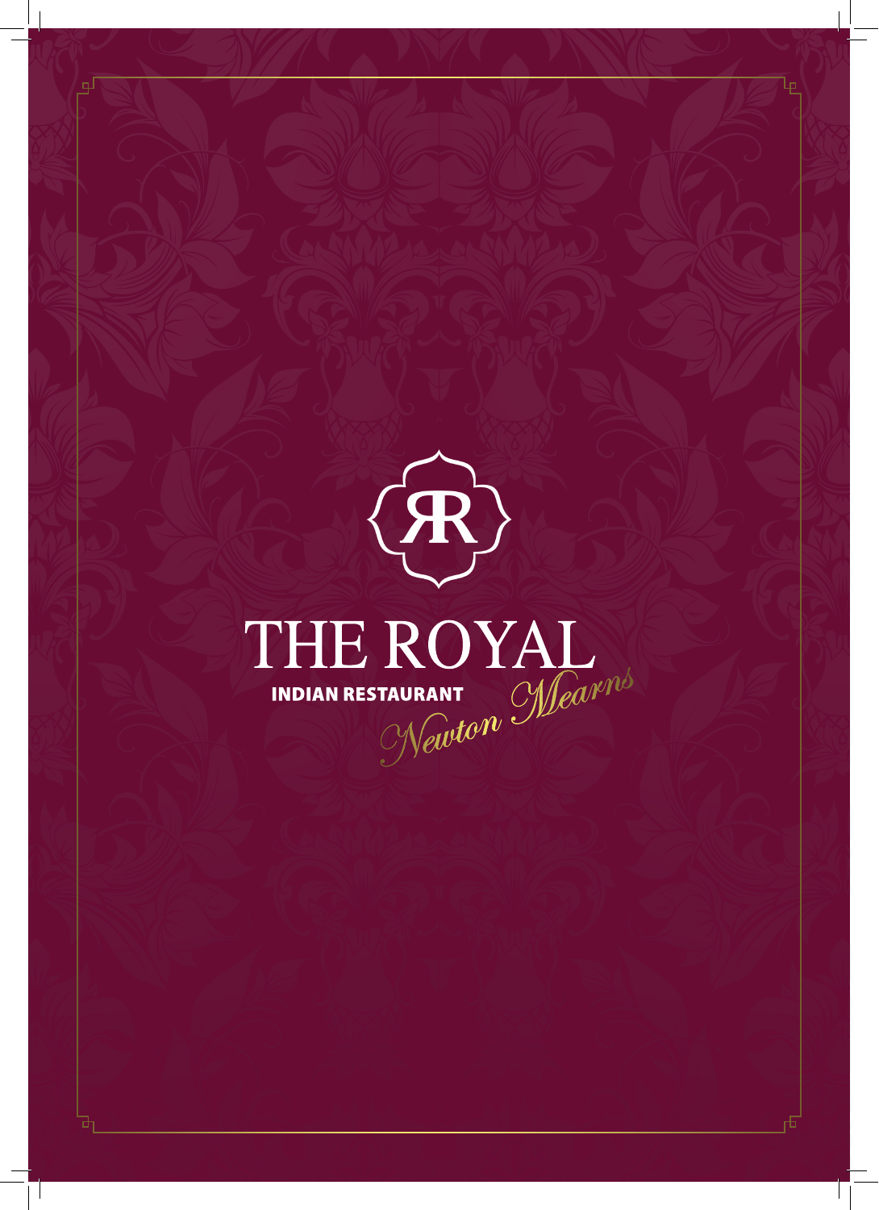# THE ROYAL

**INDIAN RESTAURANT**

*Newton Mearns*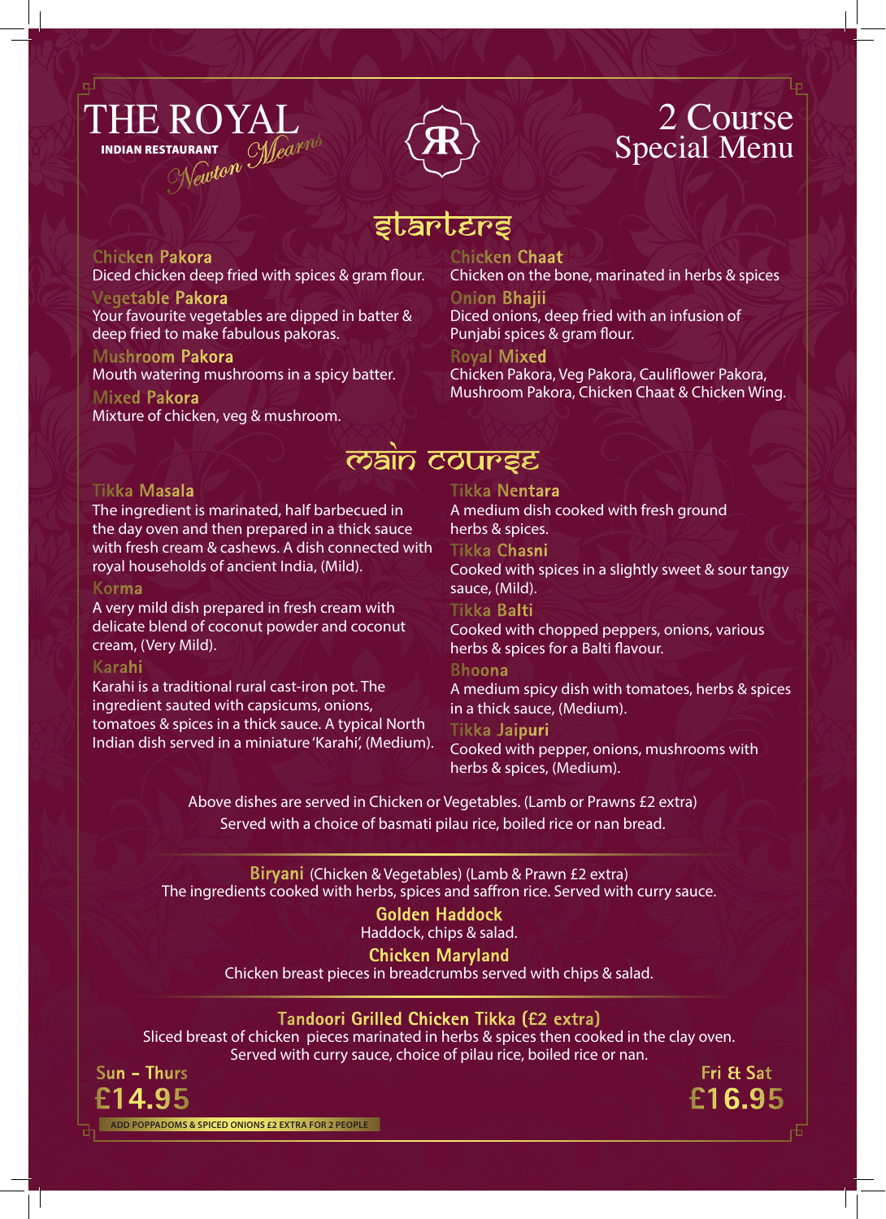# THE ROYAL

**INDIAN RESTAURANT** *Newton Mearns*

## 2 Course Special Menu

## Starters

**Chicken Pakora**
Diced chicken deep fried with spices & gram flour.

**Vegetable Pakora**
Your favourite vegetables are dipped in batter & deep fried to make fabulous pakoras.

**Mushroom Pakora**
Mouth watering mushrooms in a spicy batter.

**Mixed Pakora**
Mixture of chicken, veg & mushroom.

**Chicken Chaat**
Chicken on the bone, marinated in herbs & spices

**Onion Bhajii**
Diced onions, deep fried with an infusion of Punjabi spices & gram flour.

**Royal Mixed**
Chicken Pakora, Veg Pakora, Cauliflower Pakora, Mushroom Pakora, Chicken Chaat & Chicken Wing.

## Main Course

**Tikka Masala**
The ingredient is marinated, half barbecued in the day oven and then prepared in a thick sauce with fresh cream & cashews. A dish connected with royal households of ancient India, (Mild).

**Korma**
A very mild dish prepared in fresh cream with delicate blend of coconut powder and coconut cream, (Very Mild).

**Karahi**
Karahi is a traditional rural cast-iron pot. The ingredient sauted with capsicums, onions, tomatoes & spices in a thick sauce. A typical North Indian dish served in a miniature 'Karahi', (Medium).

**Tikka Nentara**
A medium dish cooked with fresh ground herbs & spices.

**Tikka Chasni**
Cooked with spices in a slightly sweet & sour tangy sauce, (Mild).

**Tikka Balti**
Cooked with chopped peppers, onions, various herbs & spices for a Balti flavour.

**Bhoona**
A medium spicy dish with tomatoes, herbs & spices in a thick sauce, (Medium).

**Tikka Jaipuri**
Cooked with pepper, onions, mushrooms with herbs & spices, (Medium).

Above dishes are served in Chicken or Vegetables. (Lamb or Prawns £2 extra)
Served with a choice of basmati pilau rice, boiled rice or nan bread.

**Biryani** (Chicken & Vegetables) (Lamb & Prawn £2 extra)
The ingredients cooked with herbs, spices and saffron rice. Served with curry sauce.

**Golden Haddock**
Haddock, chips & salad.

**Chicken Maryland**
Chicken breast pieces in breadcrumbs served with chips & salad.

**Tandoori Grilled Chicken Tikka (£2 extra)**
Sliced breast of chicken pieces marinated in herbs & spices then cooked in the clay oven.
Served with curry sauce, choice of pilau rice, boiled rice or nan.

**Sun - Thurs**
**£14.95**

**Fri & Sat**
**£16.95**

ADD POPPADOMS & SPICED ONIONS £2 EXTRA FOR 2 PEOPLE